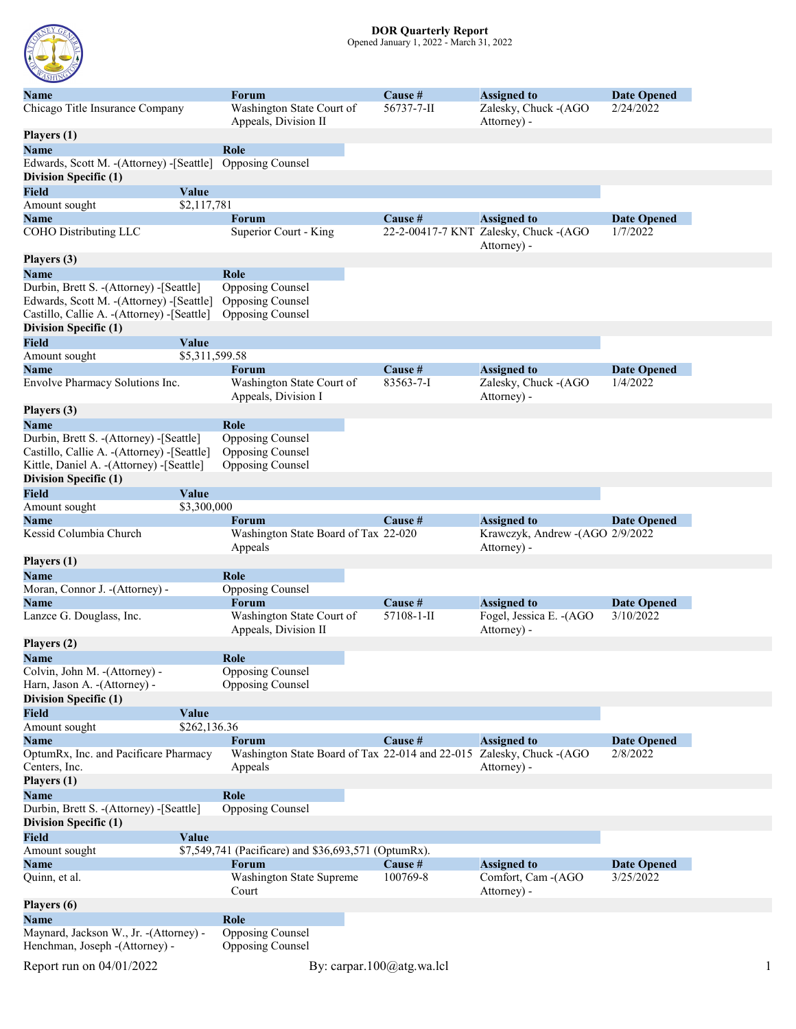# DOR Quarterly Report

Opened January 1, 2022 - March 31, 2022

| Name | Forum | Cause # | Assigned to | Date Opened |
|---|---|---|---|---|
| Chicago Title Insurance Company | Washington State Court of Appeals, Division II | 56737-7-II | Zalesky, Chuck -(AGO Attorney) - | 2/24/2022 |

**Players (1)**

| Name | Role |
|---|---|
| Edwards, Scott M. -(Attorney) -[Seattle] | Opposing Counsel |

**Division Specific (1)**

| Field | Value |
|---|---|
| Amount sought | $2,117,781 |

| Name | Forum | Cause # | Assigned to | Date Opened |
|---|---|---|---|---|
| COHO Distributing LLC | Superior Court - King | 22-2-00417-7 KNT | Zalesky, Chuck -(AGO Attorney) - | 1/7/2022 |

**Players (3)**

| Name | Role |
|---|---|
| Durbin, Brett S. -(Attorney) -[Seattle] | Opposing Counsel |
| Edwards, Scott M. -(Attorney) -[Seattle] | Opposing Counsel |
| Castillo, Callie A. -(Attorney) -[Seattle] | Opposing Counsel |

**Division Specific (1)**

| Field | Value |
|---|---|
| Amount sought | $5,311,599.58 |

| Name | Forum | Cause # | Assigned to | Date Opened |
|---|---|---|---|---|
| Envolve Pharmacy Solutions Inc. | Washington State Court of Appeals, Division I | 83563-7-I | Zalesky, Chuck -(AGO Attorney) - | 1/4/2022 |

**Players (3)**

| Name | Role |
|---|---|
| Durbin, Brett S. -(Attorney) -[Seattle] | Opposing Counsel |
| Castillo, Callie A. -(Attorney) -[Seattle] | Opposing Counsel |
| Kittle, Daniel A. -(Attorney) -[Seattle] | Opposing Counsel |

**Division Specific (1)**

| Field | Value |
|---|---|
| Amount sought | $3,300,000 |

| Name | Forum | Cause # | Assigned to | Date Opened |
|---|---|---|---|---|
| Kessid Columbia Church | Washington State Board of Tax Appeals | 22-020 | Krawczyk, Andrew -(AGO Attorney) - | 2/9/2022 |

**Players (1)**

| Name | Role |
|---|---|
| Moran, Connor J. -(Attorney) - | Opposing Counsel |

| Name | Forum | Cause # | Assigned to | Date Opened |
|---|---|---|---|---|
| Lanzce G. Douglass, Inc. | Washington State Court of Appeals, Division II | 57108-1-II | Fogel, Jessica E. -(AGO Attorney) - | 3/10/2022 |

**Players (2)**

| Name | Role |
|---|---|
| Colvin, John M. -(Attorney) - | Opposing Counsel |
| Harn, Jason A. -(Attorney) - | Opposing Counsel |

**Division Specific (1)**

| Field | Value |
|---|---|
| Amount sought | $262,136.36 |

| Name | Forum | Cause # | Assigned to | Date Opened |
|---|---|---|---|---|
| OptumRx, Inc. and Pacificare Pharmacy Centers, Inc. | Washington State Board of Tax Appeals | 22-014 and 22-015 | Zalesky, Chuck -(AGO Attorney) - | 2/8/2022 |

**Players (1)**

| Name | Role |
|---|---|
| Durbin, Brett S. -(Attorney) -[Seattle] | Opposing Counsel |

**Division Specific (1)**

| Field | Value |
|---|---|
| Amount sought | $7,549,741 (Pacificare) and $36,693,571 (OptumRx). |

| Name | Forum | Cause # | Assigned to | Date Opened |
|---|---|---|---|---|
| Quinn, et al. | Washington State Supreme Court | 100769-8 | Comfort, Cam -(AGO Attorney) - | 3/25/2022 |

**Players (6)**

| Name | Role |
|---|---|
| Maynard, Jackson W., Jr. -(Attorney) - | Opposing Counsel |
| Henchman, Joseph -(Attorney) - | Opposing Counsel |

Report run on 04/01/2022 By: carpar.100@atg.wa.lcl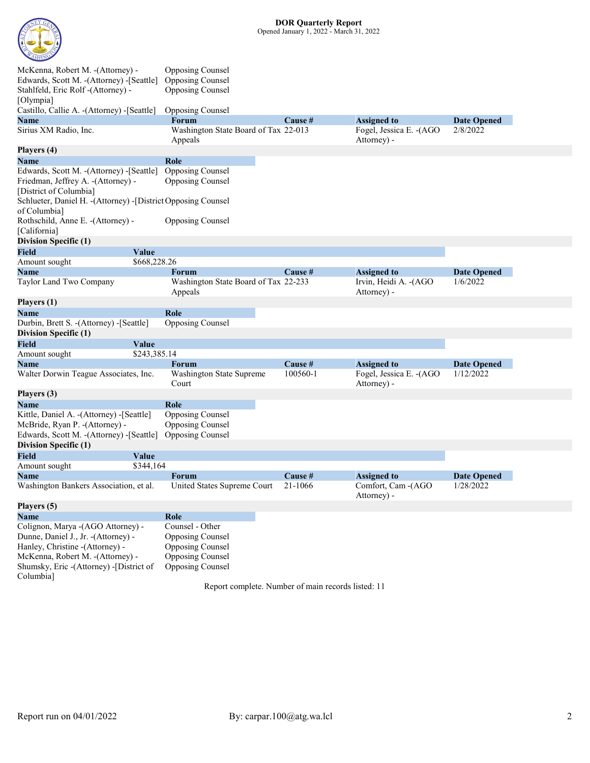| Name | Role |
|---|---|
| McKenna, Robert M. -(Attorney) - | Opposing Counsel |
| Edwards, Scott M. -(Attorney) -[Seattle] | Opposing Counsel |
| Stahlfeld, Eric Rolf -(Attorney) - [Olympia] | Opposing Counsel |
| Castillo, Callie A. -(Attorney) -[Seattle] | Opposing Counsel |

| Name | Forum | Cause # | Assigned to | Date Opened |
|---|---|---|---|---|
| Sirius XM Radio, Inc. | Washington State Board of Tax Appeals | 22-013 | Fogel, Jessica E. -(AGO Attorney) - | 2/8/2022 |

**Players (4)**

| Name | Role |
|---|---|
| Edwards, Scott M. -(Attorney) -[Seattle] | Opposing Counsel |
| Friedman, Jeffrey A. -(Attorney) - [District of Columbia] | Opposing Counsel |
| Schlueter, Daniel H. -(Attorney) -[District of Columbia] | Opposing Counsel |
| Rothschild, Anne E. -(Attorney) - [California] | Opposing Counsel |

**Division Specific (1)**

| Field | Value |
|---|---|
| Amount sought | $668,228.26 |

| Name | Forum | Cause # | Assigned to | Date Opened |
|---|---|---|---|---|
| Taylor Land Two Company | Washington State Board of Tax Appeals | 22-233 | Irvin, Heidi A. -(AGO Attorney) - | 1/6/2022 |

**Players (1)**

| Name | Role |
|---|---|
| Durbin, Brett S. -(Attorney) -[Seattle] | Opposing Counsel |

**Division Specific (1)**

| Field | Value |
|---|---|
| Amount sought | $243,385.14 |

| Name | Forum | Cause # | Assigned to | Date Opened |
|---|---|---|---|---|
| Walter Dorwin Teague Associates, Inc. | Washington State Supreme Court | 100560-1 | Fogel, Jessica E. -(AGO Attorney) - | 1/12/2022 |

**Players (3)**

| Name | Role |
|---|---|
| Kittle, Daniel A. -(Attorney) -[Seattle] | Opposing Counsel |
| McBride, Ryan P. -(Attorney) - | Opposing Counsel |
| Edwards, Scott M. -(Attorney) -[Seattle] | Opposing Counsel |

**Division Specific (1)**

| Field | Value |
|---|---|
| Amount sought | $344,164 |

| Name | Forum | Cause # | Assigned to | Date Opened |
|---|---|---|---|---|
| Washington Bankers Association, et al. | United States Supreme Court | 21-1066 | Comfort, Cam -(AGO Attorney) - | 1/28/2022 |

**Players (5)**

| Name | Role |
|---|---|
| Colignon, Marya -(AGO Attorney) - | Counsel - Other |
| Dunne, Daniel J., Jr. -(Attorney) - | Opposing Counsel |
| Hanley, Christine -(Attorney) - | Opposing Counsel |
| McKenna, Robert M. -(Attorney) - | Opposing Counsel |
| Shumsky, Eric -(Attorney) -[District of Columbia] | Opposing Counsel |

Report complete. Number of main records listed: 11

Report run on 04/01/2022 By: carpar.100@atg.wa.lcl